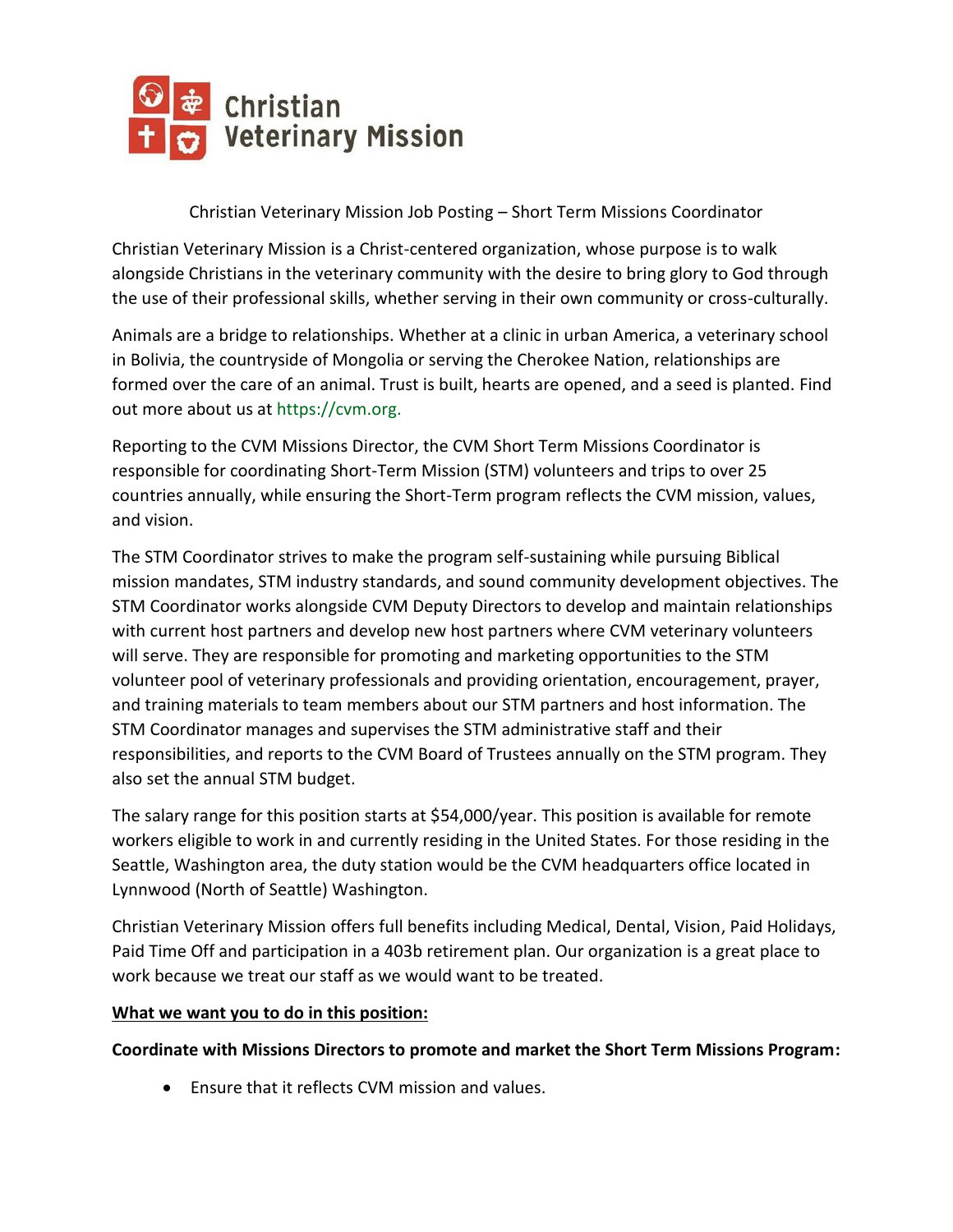Christian Veterinary Mission

Christian Veterinary Mission Job Posting – Short Term Missions Coordinator

Christian Veterinary Mission is a Christ-centered organization, whose purpose is to walk alongside Christians in the veterinary community with the desire to bring glory to God through the use of their professional skills, whether serving in their own community or cross-culturally.

Animals are a bridge to relationships. Whether at a clinic in urban America, a veterinary school in Bolivia, the countryside of Mongolia or serving the Cherokee Nation, relationships are formed over the care of an animal. Trust is built, hearts are opened, and a seed is planted. Find out more about us at https://cvm.org.

Reporting to the CVM Missions Director, the CVM Short Term Missions Coordinator is responsible for coordinating Short-Term Mission (STM) volunteers and trips to over 25 countries annually, while ensuring the Short-Term program reflects the CVM mission, values, and vision.

The STM Coordinator strives to make the program self-sustaining while pursuing Biblical mission mandates, STM industry standards, and sound community development objectives. The STM Coordinator works alongside CVM Deputy Directors to develop and maintain relationships with current host partners and develop new host partners where CVM veterinary volunteers will serve. They are responsible for promoting and marketing opportunities to the STM volunteer pool of veterinary professionals and providing orientation, encouragement, prayer, and training materials to team members about our STM partners and host information. The STM Coordinator manages and supervises the STM administrative staff and their responsibilities, and reports to the CVM Board of Trustees annually on the STM program. They also set the annual STM budget.

The salary range for this position starts at $54,000/year. This position is available for remote workers eligible to work in and currently residing in the United States. For those residing in the Seattle, Washington area, the duty station would be the CVM headquarters office located in Lynnwood (North of Seattle) Washington.

Christian Veterinary Mission offers full benefits including Medical, Dental, Vision, Paid Holidays, Paid Time Off and participation in a 403b retirement plan. Our organization is a great place to work because we treat our staff as we would want to be treated.

**What we want you to do in this position:**

**Coordinate with Missions Directors to promote and market the Short Term Missions Program:**

- Ensure that it reflects CVM mission and values.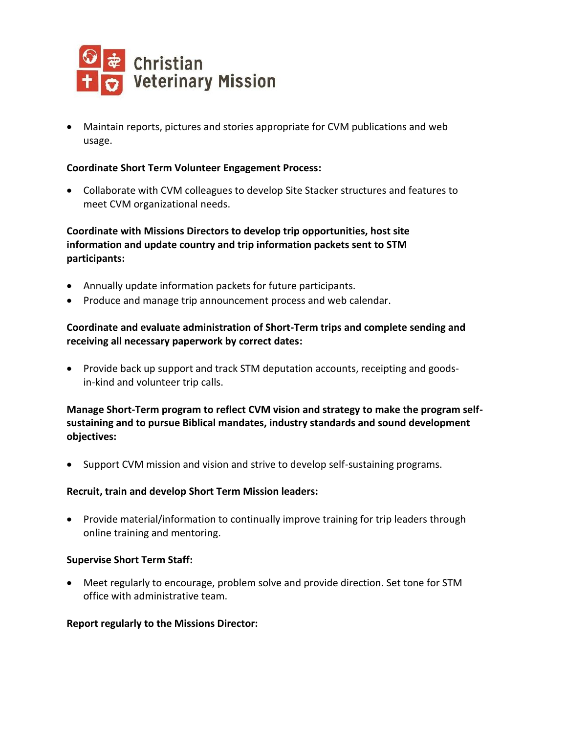- Maintain reports, pictures and stories appropriate for CVM publications and web usage.

**Coordinate Short Term Volunteer Engagement Process:**

- Collaborate with CVM colleagues to develop Site Stacker structures and features to meet CVM organizational needs.

**Coordinate with Missions Directors to develop trip opportunities, host site information and update country and trip information packets sent to STM participants:**

- Annually update information packets for future participants.
- Produce and manage trip announcement process and web calendar.

**Coordinate and evaluate administration of Short-Term trips and complete sending and receiving all necessary paperwork by correct dates:**

- Provide back up support and track STM deputation accounts, receipting and goods-in-kind and volunteer trip calls.

**Manage Short-Term program to reflect CVM vision and strategy to make the program self-sustaining and to pursue Biblical mandates, industry standards and sound development objectives:**

- Support CVM mission and vision and strive to develop self-sustaining programs.

**Recruit, train and develop Short Term Mission leaders:**

- Provide material/information to continually improve training for trip leaders through online training and mentoring.

**Supervise Short Term Staff:**

- Meet regularly to encourage, problem solve and provide direction. Set tone for STM office with administrative team.

**Report regularly to the Missions Director:**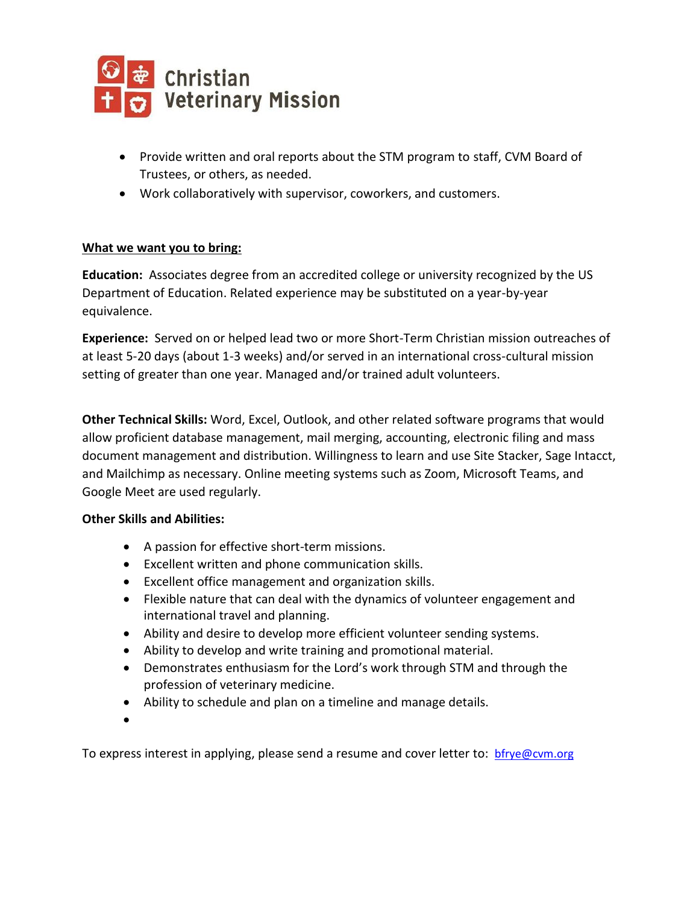- Provide written and oral reports about the STM program to staff, CVM Board of Trustees, or others, as needed.
- Work collaboratively with supervisor, coworkers, and customers.

**What we want you to bring:**

**Education:** Associates degree from an accredited college or university recognized by the US Department of Education. Related experience may be substituted on a year-by-year equivalence.

**Experience:** Served on or helped lead two or more Short-Term Christian mission outreaches of at least 5-20 days (about 1-3 weeks) and/or served in an international cross-cultural mission setting of greater than one year. Managed and/or trained adult volunteers.

**Other Technical Skills:** Word, Excel, Outlook, and other related software programs that would allow proficient database management, mail merging, accounting, electronic filing and mass document management and distribution. Willingness to learn and use Site Stacker, Sage Intacct, and Mailchimp as necessary. Online meeting systems such as Zoom, Microsoft Teams, and Google Meet are used regularly.

**Other Skills and Abilities:**

- A passion for effective short-term missions.
- Excellent written and phone communication skills.
- Excellent office management and organization skills.
- Flexible nature that can deal with the dynamics of volunteer engagement and international travel and planning.
- Ability and desire to develop more efficient volunteer sending systems.
- Ability to develop and write training and promotional material.
- Demonstrates enthusiasm for the Lord's work through STM and through the profession of veterinary medicine.
- Ability to schedule and plan on a timeline and manage details.

To express interest in applying, please send a resume and cover letter to: bfrye@cvm.org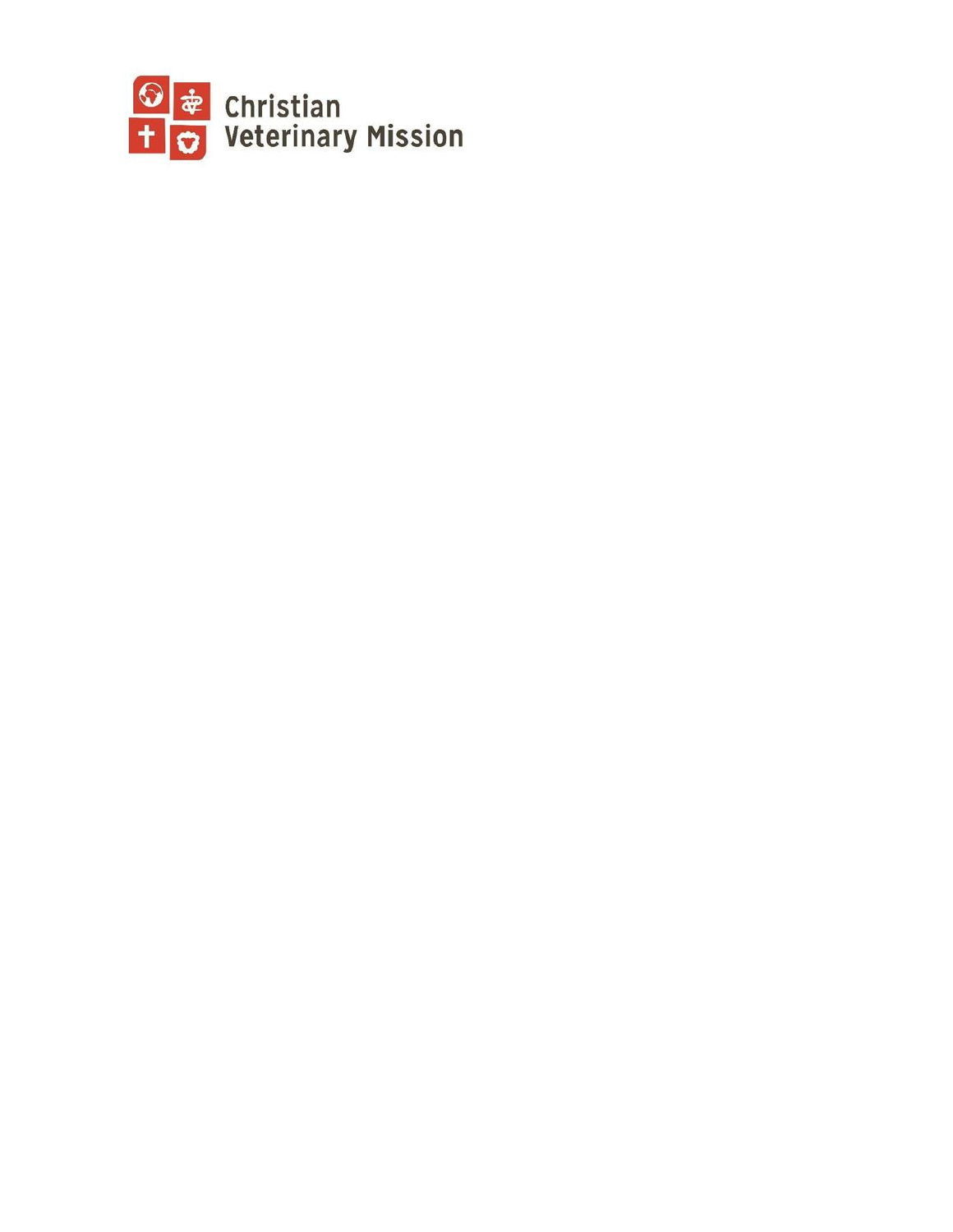Christian
Veterinary Mission